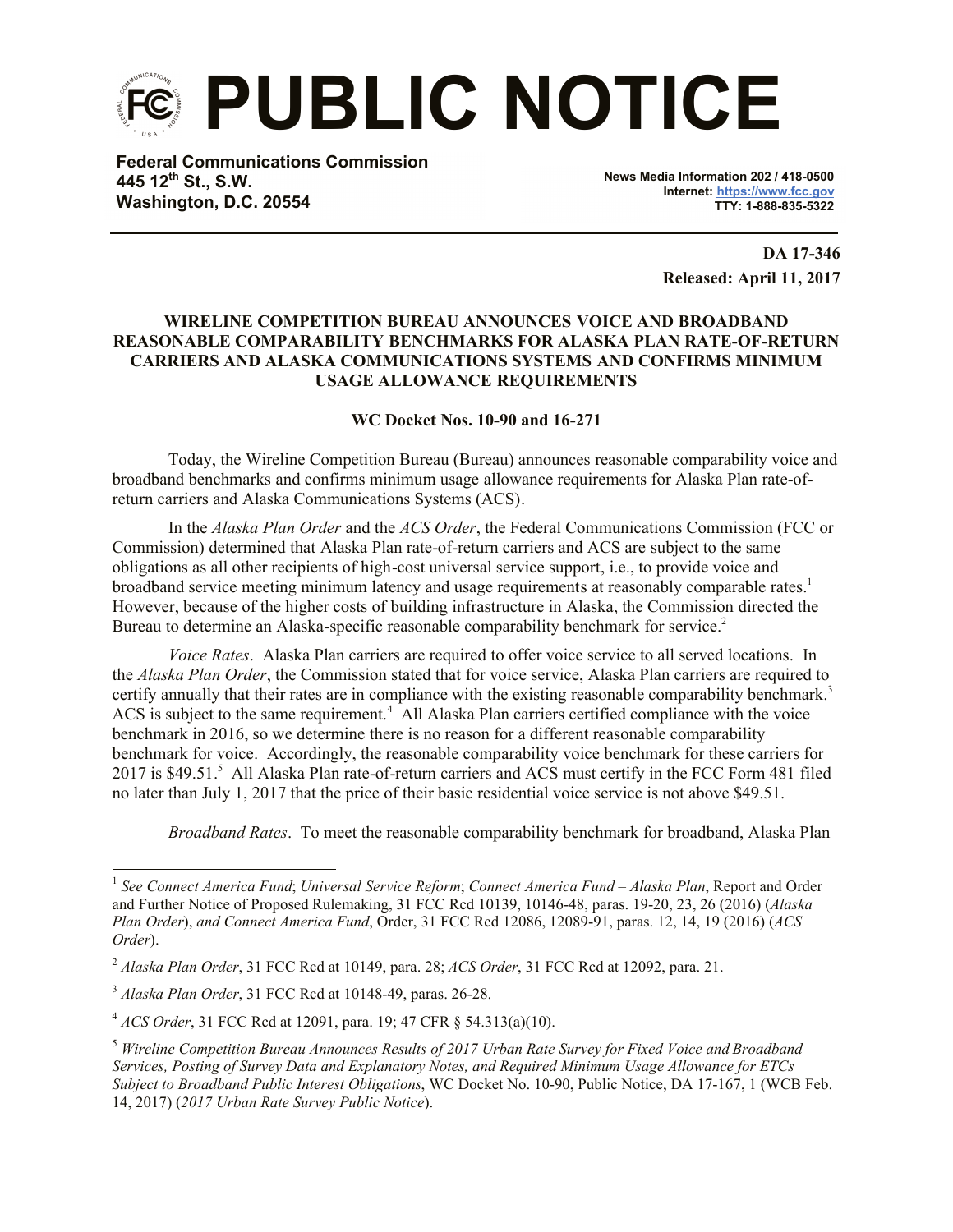# PUBLIC NOTICE

**Federal Communications Commission**
**445 12th St., S.W.**
**Washington, D.C. 20554**

**News Media Information 202 / 418-0500**
**Internet: https://www.fcc.gov**
**TTY: 1-888-835-5322**

**DA 17-346**
**Released: April 11, 2017**

**WIRELINE COMPETITION BUREAU ANNOUNCES VOICE AND BROADBAND REASONABLE COMPARABILITY BENCHMARKS FOR ALASKA PLAN RATE-OF-RETURN CARRIERS AND ALASKA COMMUNICATIONS SYSTEMS AND CONFIRMS MINIMUM USAGE ALLOWANCE REQUIREMENTS**

**WC Docket Nos. 10-90 and 16-271**

Today, the Wireline Competition Bureau (Bureau) announces reasonable comparability voice and broadband benchmarks and confirms minimum usage allowance requirements for Alaska Plan rate-of-return carriers and Alaska Communications Systems (ACS).

In the *Alaska Plan Order* and the *ACS Order*, the Federal Communications Commission (FCC or Commission) determined that Alaska Plan rate-of-return carriers and ACS are subject to the same obligations as all other recipients of high-cost universal service support, i.e., to provide voice and broadband service meeting minimum latency and usage requirements at reasonably comparable rates.[1] However, because of the higher costs of building infrastructure in Alaska, the Commission directed the Bureau to determine an Alaska-specific reasonable comparability benchmark for service.[2]

*Voice Rates*. Alaska Plan carriers are required to offer voice service to all served locations. In the *Alaska Plan Order*, the Commission stated that for voice service, Alaska Plan carriers are required to certify annually that their rates are in compliance with the existing reasonable comparability benchmark.[3] ACS is subject to the same requirement.[4] All Alaska Plan carriers certified compliance with the voice benchmark in 2016, so we determine there is no reason for a different reasonable comparability benchmark for voice. Accordingly, the reasonable comparability voice benchmark for these carriers for 2017 is $49.51.[5] All Alaska Plan rate-of-return carriers and ACS must certify in the FCC Form 481 filed no later than July 1, 2017 that the price of their basic residential voice service is not above $49.51.

*Broadband Rates*. To meet the reasonable comparability benchmark for broadband, Alaska Plan

---

[1] *See Connect America Fund*; *Universal Service Reform*; *Connect America Fund – Alaska Plan*, Report and Order and Further Notice of Proposed Rulemaking, 31 FCC Rcd 10139, 10146-48, paras. 19-20, 23, 26 (2016) (*Alaska Plan Order*), *and Connect America Fund*, Order, 31 FCC Rcd 12086, 12089-91, paras. 12, 14, 19 (2016) (*ACS Order*).

[2] *Alaska Plan Order*, 31 FCC Rcd at 10149, para. 28; *ACS Order*, 31 FCC Rcd at 12092, para. 21.

[3] *Alaska Plan Order*, 31 FCC Rcd at 10148-49, paras. 26-28.

[4] *ACS Order*, 31 FCC Rcd at 12091, para. 19; 47 CFR § 54.313(a)(10).

[5] *Wireline Competition Bureau Announces Results of 2017 Urban Rate Survey for Fixed Voice and Broadband Services, Posting of Survey Data and Explanatory Notes, and Required Minimum Usage Allowance for ETCs Subject to Broadband Public Interest Obligations*, WC Docket No. 10-90, Public Notice, DA 17-167, 1 (WCB Feb. 14, 2017) (*2017 Urban Rate Survey Public Notice*).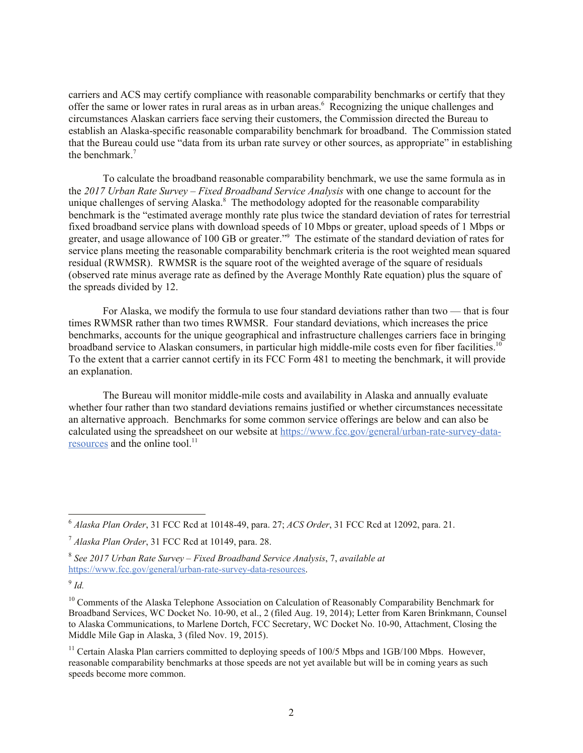carriers and ACS may certify compliance with reasonable comparability benchmarks or certify that they offer the same or lower rates in rural areas as in urban areas.[6] Recognizing the unique challenges and circumstances Alaskan carriers face serving their customers, the Commission directed the Bureau to establish an Alaska-specific reasonable comparability benchmark for broadband. The Commission stated that the Bureau could use "data from its urban rate survey or other sources, as appropriate" in establishing the benchmark.[7]

To calculate the broadband reasonable comparability benchmark, we use the same formula as in the *2017 Urban Rate Survey – Fixed Broadband Service Analysis* with one change to account for the unique challenges of serving Alaska.[8] The methodology adopted for the reasonable comparability benchmark is the "estimated average monthly rate plus twice the standard deviation of rates for terrestrial fixed broadband service plans with download speeds of 10 Mbps or greater, upload speeds of 1 Mbps or greater, and usage allowance of 100 GB or greater."[9] The estimate of the standard deviation of rates for service plans meeting the reasonable comparability benchmark criteria is the root weighted mean squared residual (RWMSR). RWMSR is the square root of the weighted average of the square of residuals (observed rate minus average rate as defined by the Average Monthly Rate equation) plus the square of the spreads divided by 12.

For Alaska, we modify the formula to use four standard deviations rather than two — that is four times RWMSR rather than two times RWMSR. Four standard deviations, which increases the price benchmarks, accounts for the unique geographical and infrastructure challenges carriers face in bringing broadband service to Alaskan consumers, in particular high middle-mile costs even for fiber facilities.[10] To the extent that a carrier cannot certify in its FCC Form 481 to meeting the benchmark, it will provide an explanation.

The Bureau will monitor middle-mile costs and availability in Alaska and annually evaluate whether four rather than two standard deviations remains justified or whether circumstances necessitate an alternative approach. Benchmarks for some common service offerings are below and can also be calculated using the spreadsheet on our website at https://www.fcc.gov/general/urban-rate-survey-data-resources and the online tool.[11]

---

[6] *Alaska Plan Order*, 31 FCC Rcd at 10148-49, para. 27; *ACS Order*, 31 FCC Rcd at 12092, para. 21.

[7] *Alaska Plan Order*, 31 FCC Rcd at 10149, para. 28.

[8] *See 2017 Urban Rate Survey – Fixed Broadband Service Analysis*, 7, *available at* https://www.fcc.gov/general/urban-rate-survey-data-resources.

[9] *Id.*

[10] Comments of the Alaska Telephone Association on Calculation of Reasonably Comparability Benchmark for Broadband Services, WC Docket No. 10-90, et al., 2 (filed Aug. 19, 2014); Letter from Karen Brinkmann, Counsel to Alaska Communications, to Marlene Dortch, FCC Secretary, WC Docket No. 10-90, Attachment, Closing the Middle Mile Gap in Alaska, 3 (filed Nov. 19, 2015).

[11] Certain Alaska Plan carriers committed to deploying speeds of 100/5 Mbps and 1GB/100 Mbps. However, reasonable comparability benchmarks at those speeds are not yet available but will be in coming years as such speeds become more common.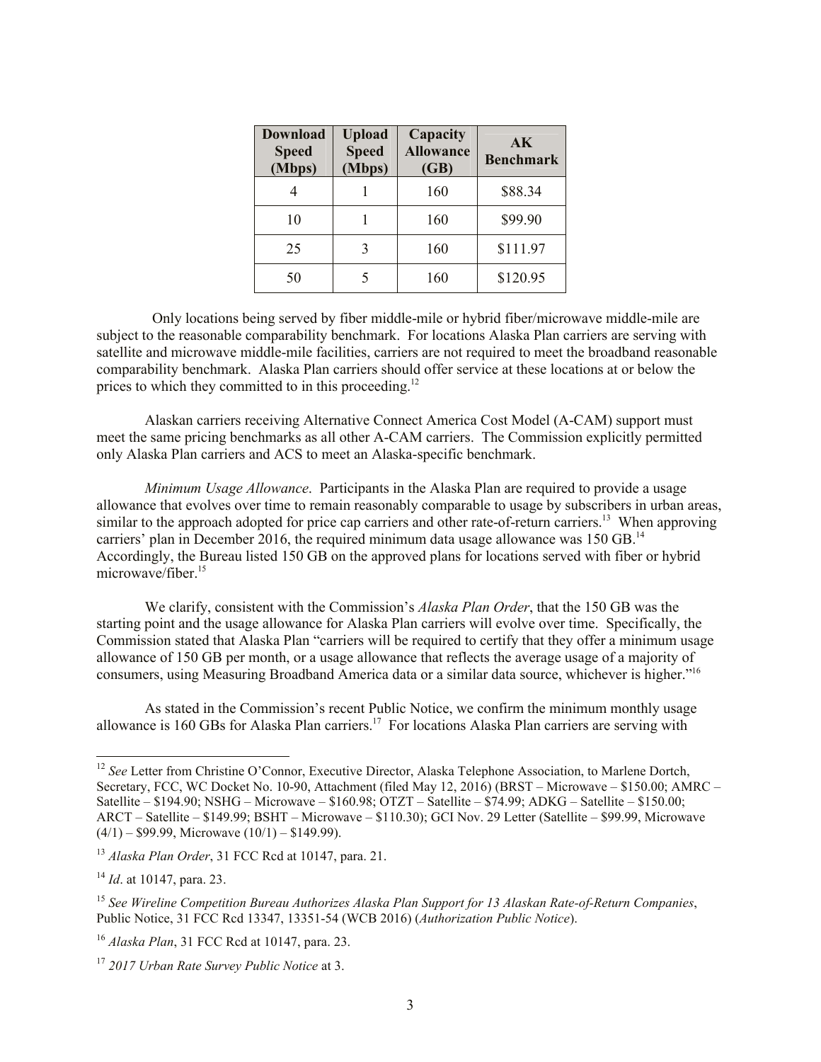| Download Speed (Mbps) | Upload Speed (Mbps) | Capacity Allowance (GB) | AK Benchmark |
|---|---|---|---|
| 4 | 1 | 160 | $88.34 |
| 10 | 1 | 160 | $99.90 |
| 25 | 3 | 160 | $111.97 |
| 50 | 5 | 160 | $120.95 |

Only locations being served by fiber middle-mile or hybrid fiber/microwave middle-mile are subject to the reasonable comparability benchmark. For locations Alaska Plan carriers are serving with satellite and microwave middle-mile facilities, carriers are not required to meet the broadband reasonable comparability benchmark. Alaska Plan carriers should offer service at these locations at or below the prices to which they committed to in this proceeding.[12]

Alaskan carriers receiving Alternative Connect America Cost Model (A-CAM) support must meet the same pricing benchmarks as all other A-CAM carriers. The Commission explicitly permitted only Alaska Plan carriers and ACS to meet an Alaska-specific benchmark.

*Minimum Usage Allowance*. Participants in the Alaska Plan are required to provide a usage allowance that evolves over time to remain reasonably comparable to usage by subscribers in urban areas, similar to the approach adopted for price cap carriers and other rate-of-return carriers.[13] When approving carriers' plan in December 2016, the required minimum data usage allowance was 150 GB.[14] Accordingly, the Bureau listed 150 GB on the approved plans for locations served with fiber or hybrid microwave/fiber.[15]

We clarify, consistent with the Commission's *Alaska Plan Order*, that the 150 GB was the starting point and the usage allowance for Alaska Plan carriers will evolve over time. Specifically, the Commission stated that Alaska Plan "carriers will be required to certify that they offer a minimum usage allowance of 150 GB per month, or a usage allowance that reflects the average usage of a majority of consumers, using Measuring Broadband America data or a similar data source, whichever is higher."[16]

As stated in the Commission's recent Public Notice, we confirm the minimum monthly usage allowance is 160 GBs for Alaska Plan carriers.[17] For locations Alaska Plan carriers are serving with

---

[12] *See* Letter from Christine O'Connor, Executive Director, Alaska Telephone Association, to Marlene Dortch, Secretary, FCC, WC Docket No. 10-90, Attachment (filed May 12, 2016) (BRST – Microwave – $150.00; AMRC – Satellite – $194.90; NSHG – Microwave – $160.98; OTZT – Satellite – $74.99; ADKG – Satellite – $150.00; ARCT – Satellite – $149.99; BSHT – Microwave – $110.30); GCI Nov. 29 Letter (Satellite – $99.99, Microwave (4/1) – $99.99, Microwave (10/1) – $149.99).

[13] *Alaska Plan Order*, 31 FCC Rcd at 10147, para. 21.

[14] *Id*. at 10147, para. 23.

[15] *See Wireline Competition Bureau Authorizes Alaska Plan Support for 13 Alaskan Rate-of-Return Companies*, Public Notice, 31 FCC Rcd 13347, 13351-54 (WCB 2016) (*Authorization Public Notice*).

[16] *Alaska Plan*, 31 FCC Rcd at 10147, para. 23.

[17] *2017 Urban Rate Survey Public Notice* at 3.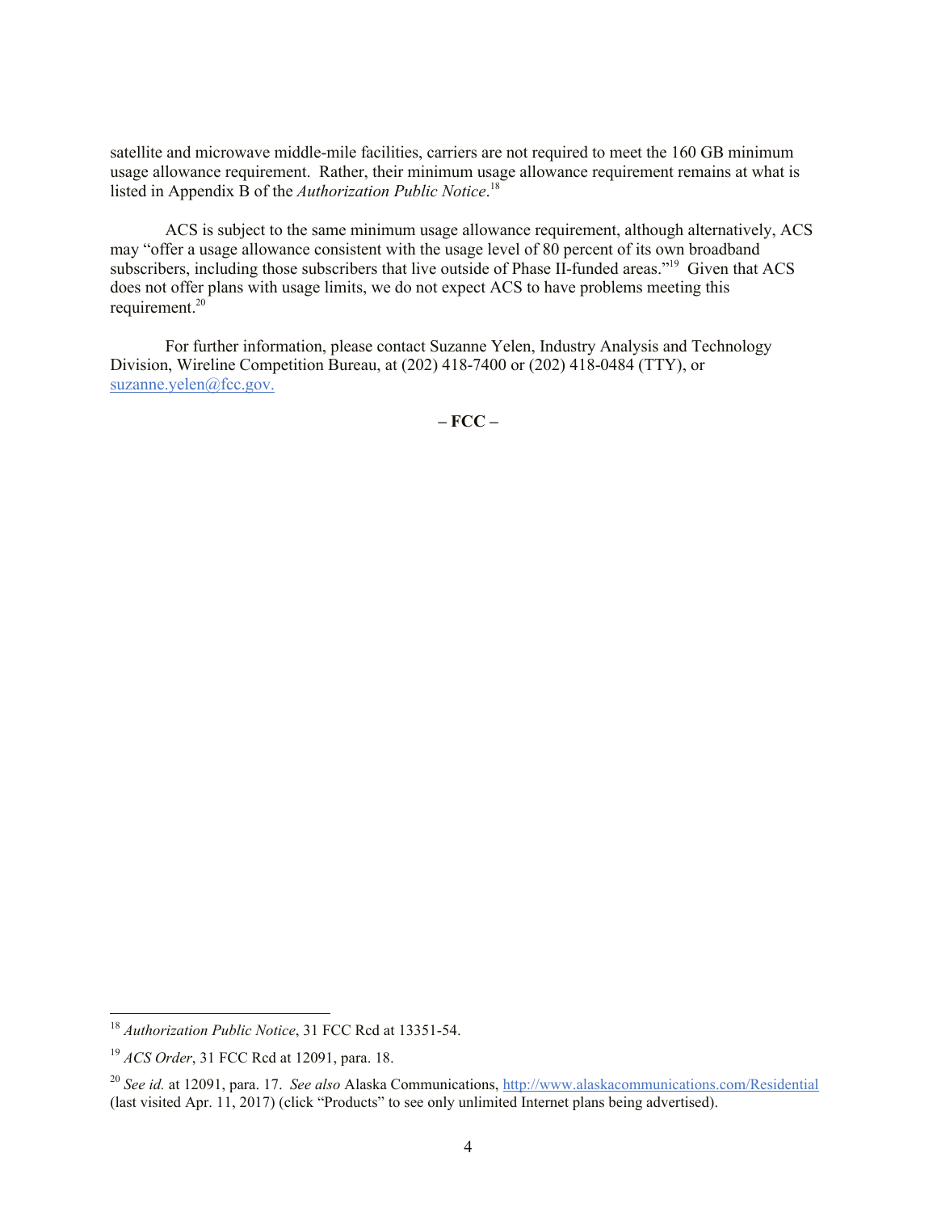satellite and microwave middle-mile facilities, carriers are not required to meet the 160 GB minimum usage allowance requirement. Rather, their minimum usage allowance requirement remains at what is listed in Appendix B of the *Authorization Public Notice*.[18]

ACS is subject to the same minimum usage allowance requirement, although alternatively, ACS may "offer a usage allowance consistent with the usage level of 80 percent of its own broadband subscribers, including those subscribers that live outside of Phase II-funded areas."[19] Given that ACS does not offer plans with usage limits, we do not expect ACS to have problems meeting this requirement.[20]

For further information, please contact Suzanne Yelen, Industry Analysis and Technology Division, Wireline Competition Bureau, at (202) 418-7400 or (202) 418-0484 (TTY), or suzanne.yelen@fcc.gov.

**– FCC –**

---

[18] *Authorization Public Notice*, 31 FCC Rcd at 13351-54.

[19] *ACS Order*, 31 FCC Rcd at 12091, para. 18.

[20] *See id.* at 12091, para. 17. *See also* Alaska Communications, http://www.alaskacommunications.com/Residential (last visited Apr. 11, 2017) (click "Products" to see only unlimited Internet plans being advertised).